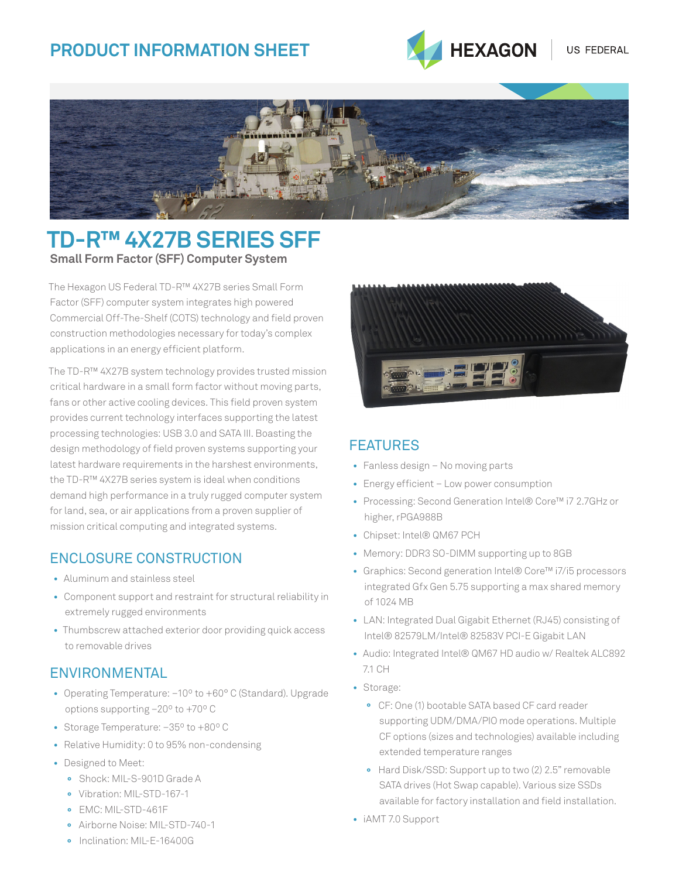# PRODUCT INFORMATION SHEET

HEXAGON | US FEDERAL

# TD-R™ 4X27B SERIES SFF

**Small Form Factor (SFF) Computer System**

The Hexagon US Federal TD-R™ 4X27B series Small Form Factor (SFF) computer system integrates high powered Commercial Off-The-Shelf (COTS) technology and field proven construction methodologies necessary for today's complex applications in an energy efficient platform.

The TD-R™ 4X27B system technology provides trusted mission critical hardware in a small form factor without moving parts, fans or other active cooling devices. This field proven system provides current technology interfaces supporting the latest processing technologies: USB 3.0 and SATA III. Boasting the design methodology of field proven systems supporting your latest hardware requirements in the harshest environments, the TD-R™ 4X27B series system is ideal when conditions demand high performance in a truly rugged computer system for land, sea, or air applications from a proven supplier of mission critical computing and integrated systems.

## ENCLOSURE CONSTRUCTION

- Aluminum and stainless steel
- Component support and restraint for structural reliability in extremely rugged environments
- Thumbscrew attached exterior door providing quick access to removable drives

## ENVIRONMENTAL

- Operating Temperature: –10° to +60° C (Standard). Upgrade options supporting –20° to +70° C
- Storage Temperature: –35° to +80° C
- Relative Humidity: 0 to 95% non-condensing
- Designed to Meet:
  - Shock: MIL-S-901D Grade A
  - Vibration: MIL-STD-167-1
  - EMC: MIL-STD-461F
  - Airborne Noise: MIL-STD-740-1
  - Inclination: MIL-E-16400G

## FEATURES

- Fanless design – No moving parts
- Energy efficient – Low power consumption
- Processing: Second Generation Intel® Core™ i7 2.7GHz or higher, rPGA988B
- Chipset: Intel® QM67 PCH
- Memory: DDR3 SO-DIMM supporting up to 8GB
- Graphics: Second generation Intel® Core™ i7/i5 processors integrated Gfx Gen 5.75 supporting a max shared memory of 1024 MB
- LAN: Integrated Dual Gigabit Ethernet (RJ45) consisting of Intel® 82579LM/Intel® 82583V PCI-E Gigabit LAN
- Audio: Integrated Intel® QM67 HD audio w/ Realtek ALC892 7.1 CH
- Storage:
  - CF: One (1) bootable SATA based CF card reader supporting UDM/DMA/PIO mode operations. Multiple CF options (sizes and technologies) available including extended temperature ranges
  - Hard Disk/SSD: Support up to two (2) 2.5" removable SATA drives (Hot Swap capable). Various size SSDs available for factory installation and field installation.
- iAMT 7.0 Support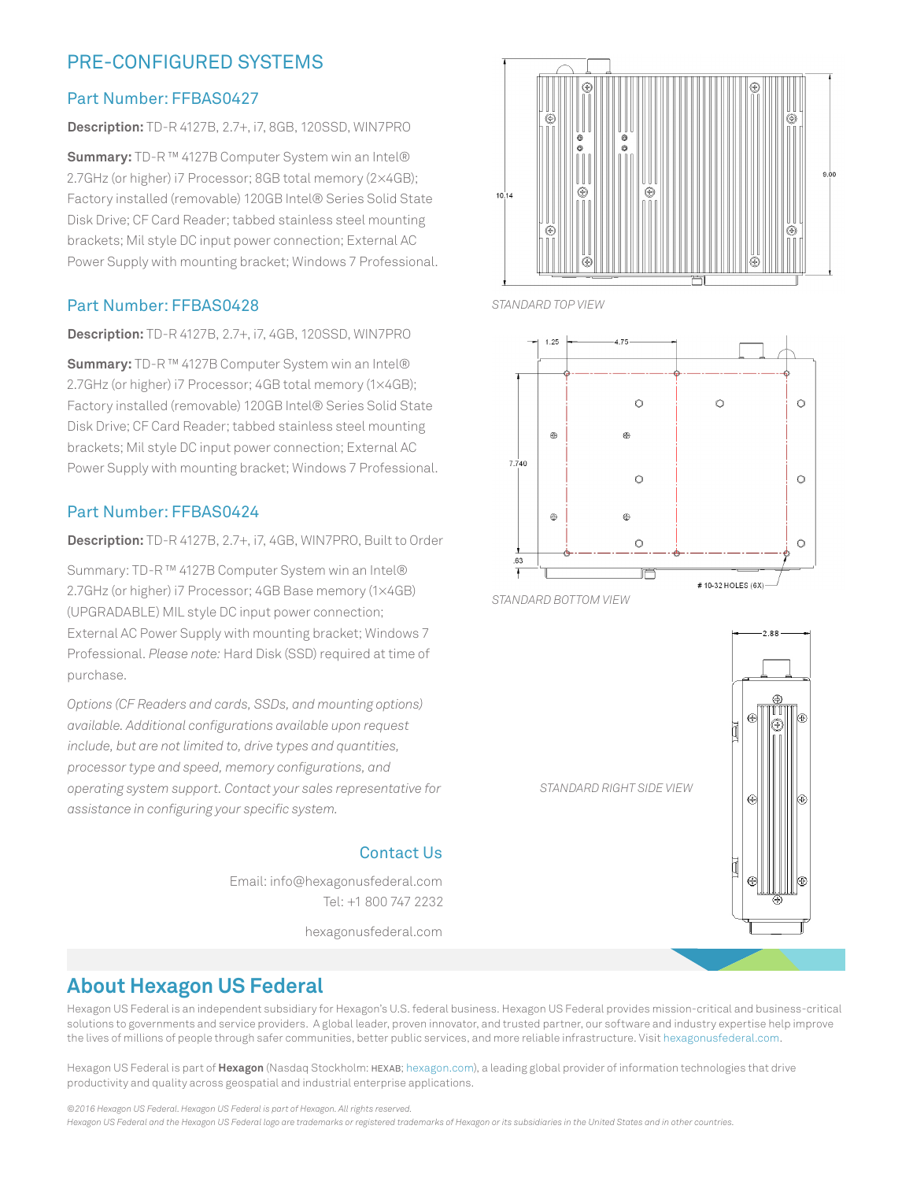## PRE-CONFIGURED SYSTEMS

### Part Number: FFBAS0427

**Description:** TD-R 4127B, 2.7+, i7, 8GB, 120SSD, WIN7PRO

**Summary:** TD-R ™ 4127B Computer System win an Intel® 2.7GHz (or higher) i7 Processor; 8GB total memory (2×4GB); Factory installed (removable) 120GB Intel® Series Solid State Disk Drive; CF Card Reader; tabbed stainless steel mounting brackets; Mil style DC input power connection; External AC Power Supply with mounting bracket; Windows 7 Professional.

### Part Number: FFBAS0428

**Description:** TD-R 4127B, 2.7+, i7, 4GB, 120SSD, WIN7PRO

**Summary:** TD-R ™ 4127B Computer System win an Intel® 2.7GHz (or higher) i7 Processor; 4GB total memory (1×4GB); Factory installed (removable) 120GB Intel® Series Solid State Disk Drive; CF Card Reader; tabbed stainless steel mounting brackets; Mil style DC input power connection; External AC Power Supply with mounting bracket; Windows 7 Professional.

### Part Number: FFBAS0424

**Description:** TD-R 4127B, 2.7+, i7, 4GB, WIN7PRO, Built to Order

Summary: TD-R ™ 4127B Computer System win an Intel® 2.7GHz (or higher) i7 Processor; 4GB Base memory (1×4GB) (UPGRADABLE) MIL style DC input power connection; External AC Power Supply with mounting bracket; Windows 7 Professional. *Please note:* Hard Disk (SSD) required at time of purchase.

*Options (CF Readers and cards, SSDs, and mounting options) available. Additional configurations available upon request include, but are not limited to, drive types and quantities, processor type and speed, memory configurations, and operating system support. Contact your sales representative for assistance in configuring your specific system.*

10.14

9.00

*STANDARD TOP VIEW*

1.25

4.75

7.740

.63

# 10-32 HOLES (6X)

*STANDARD BOTTOM VIEW*

2.88

*STANDARD RIGHT SIDE VIEW*

### Contact Us

Email: info@hexagonusfederal.com
Tel: +1 800 747 2232

hexagonusfederal.com

## About Hexagon US Federal

Hexagon US Federal is an independent subsidiary for Hexagon's U.S. federal business. Hexagon US Federal provides mission-critical and business-critical solutions to governments and service providers. A global leader, proven innovator, and trusted partner, our software and industry expertise help improve the lives of millions of people through safer communities, better public services, and more reliable infrastructure. Visit hexagonusfederal.com.

Hexagon US Federal is part of **Hexagon** (Nasdaq Stockholm: HEXAB; hexagon.com), a leading global provider of information technologies that drive productivity and quality across geospatial and industrial enterprise applications.

*©2016 Hexagon US Federal. Hexagon US Federal is part of Hexagon. All rights reserved.*
*Hexagon US Federal and the Hexagon US Federal logo are trademarks or registered trademarks of Hexagon or its subsidiaries in the United States and in other countries.*